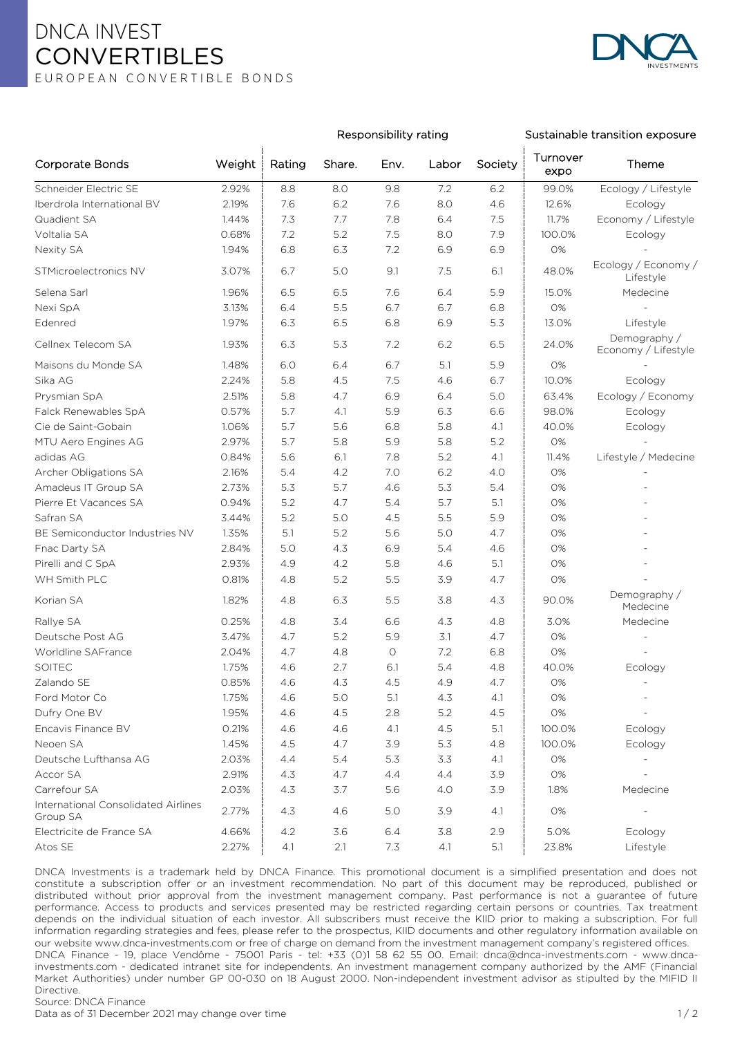# DNCA INVEST
# CONVERTIBLES

EUROPEAN CONVERTIBLE BONDS

| Corporate Bonds | Weight | Responsibility rating | | | | | Sustainable transition exposure | |
|---|---|---|---|---|---|---|---|---|
| | | Rating | Share. | Env. | Labor | Society | Turnover expo | Theme |
| Schneider Electric SE | 2.92% | 8.8 | 8.0 | 9.8 | 7.2 | 6.2 | 99.0% | Ecology / Lifestyle |
| Iberdrola International BV | 2.19% | 7.6 | 6.2 | 7.6 | 8.0 | 4.6 | 12.6% | Ecology |
| Quadient SA | 1.44% | 7.3 | 7.7 | 7.8 | 6.4 | 7.5 | 11.7% | Economy / Lifestyle |
| Voltalia SA | 0.68% | 7.2 | 5.2 | 7.5 | 8.0 | 7.9 | 100.0% | Ecology |
| Nexity SA | 1.94% | 6.8 | 6.3 | 7.2 | 6.9 | 6.9 | 0% | - |
| STMicroelectronics NV | 3.07% | 6.7 | 5.0 | 9.1 | 7.5 | 6.1 | 48.0% | Ecology / Economy / Lifestyle |
| Selena Sarl | 1.96% | 6.5 | 6.5 | 7.6 | 6.4 | 5.9 | 15.0% | Medecine |
| Nexi SpA | 3.13% | 6.4 | 5.5 | 6.7 | 6.7 | 6.8 | 0% | - |
| Edenred | 1.97% | 6.3 | 6.5 | 6.8 | 6.9 | 5.3 | 13.0% | Lifestyle |
| Cellnex Telecom SA | 1.93% | 6.3 | 5.3 | 7.2 | 6.2 | 6.5 | 24.0% | Demography / Economy / Lifestyle |
| Maisons du Monde SA | 1.48% | 6.0 | 6.4 | 6.7 | 5.1 | 5.9 | 0% | - |
| Sika AG | 2.24% | 5.8 | 4.5 | 7.5 | 4.6 | 6.7 | 10.0% | Ecology |
| Prysmian SpA | 2.51% | 5.8 | 4.7 | 6.9 | 6.4 | 5.0 | 63.4% | Ecology / Economy |
| Falck Renewables SpA | 0.57% | 5.7 | 4.1 | 5.9 | 6.3 | 6.6 | 98.0% | Ecology |
| Cie de Saint-Gobain | 1.06% | 5.7 | 5.6 | 6.8 | 5.8 | 4.1 | 40.0% | Ecology |
| MTU Aero Engines AG | 2.97% | 5.7 | 5.8 | 5.9 | 5.8 | 5.2 | 0% | - |
| adidas AG | 0.84% | 5.6 | 6.1 | 7.8 | 5.2 | 4.1 | 11.4% | Lifestyle / Medecine |
| Archer Obligations SA | 2.16% | 5.4 | 4.2 | 7.0 | 6.2 | 4.0 | 0% | - |
| Amadeus IT Group SA | 2.73% | 5.3 | 5.7 | 4.6 | 5.3 | 5.4 | 0% | - |
| Pierre Et Vacances SA | 0.94% | 5.2 | 4.7 | 5.4 | 5.7 | 5.1 | 0% | - |
| Safran SA | 3.44% | 5.2 | 5.0 | 4.5 | 5.5 | 5.9 | 0% | - |
| BE Semiconductor Industries NV | 1.35% | 5.1 | 5.2 | 5.6 | 5.0 | 4.7 | 0% | - |
| Fnac Darty SA | 2.84% | 5.0 | 4.3 | 6.9 | 5.4 | 4.6 | 0% | - |
| Pirelli and C SpA | 2.93% | 4.9 | 4.2 | 5.8 | 4.6 | 5.1 | 0% | - |
| WH Smith PLC | 0.81% | 4.8 | 5.2 | 5.5 | 3.9 | 4.7 | 0% | - |
| Korian SA | 1.82% | 4.8 | 6.3 | 5.5 | 3.8 | 4.3 | 90.0% | Demography / Medecine |
| Rallye SA | 0.25% | 4.8 | 3.4 | 6.6 | 4.3 | 4.8 | 3.0% | Medecine |
| Deutsche Post AG | 3.47% | 4.7 | 5.2 | 5.9 | 3.1 | 4.7 | 0% | - |
| Worldline SAFrance | 2.04% | 4.7 | 4.8 | 0 | 7.2 | 6.8 | 0% | - |
| SOITEC | 1.75% | 4.6 | 2.7 | 6.1 | 5.4 | 4.8 | 40.0% | Ecology |
| Zalando SE | 0.85% | 4.6 | 4.3 | 4.5 | 4.9 | 4.7 | 0% | - |
| Ford Motor Co | 1.75% | 4.6 | 5.0 | 5.1 | 4.3 | 4.1 | 0% | - |
| Dufry One BV | 1.95% | 4.6 | 4.5 | 2.8 | 5.2 | 4.5 | 0% | - |
| Encavis Finance BV | 0.21% | 4.6 | 4.6 | 4.1 | 4.5 | 5.1 | 100.0% | Ecology |
| Neoen SA | 1.45% | 4.5 | 4.7 | 3.9 | 5.3 | 4.8 | 100.0% | Ecology |
| Deutsche Lufthansa AG | 2.03% | 4.4 | 5.4 | 5.3 | 3.3 | 4.1 | 0% | - |
| Accor SA | 2.91% | 4.3 | 4.7 | 4.4 | 4.4 | 3.9 | 0% | - |
| Carrefour SA | 2.03% | 4.3 | 3.7 | 5.6 | 4.0 | 3.9 | 1.8% | Medecine |
| International Consolidated Airlines Group SA | 2.77% | 4.3 | 4.6 | 5.0 | 3.9 | 4.1 | 0% | - |
| Electricite de France SA | 4.66% | 4.2 | 3.6 | 6.4 | 3.8 | 2.9 | 5.0% | Ecology |
| Atos SE | 2.27% | 4.1 | 2.1 | 7.3 | 4.1 | 5.1 | 23.8% | Lifestyle |

DNCA Investments is a trademark held by DNCA Finance. This promotional document is a simplified presentation and does not constitute a subscription offer or an investment recommendation. No part of this document may be reproduced, published or distributed without prior approval from the investment management company. Past performance is not a guarantee of future performance. Access to products and services presented may be restricted regarding certain persons or countries. Tax treatment depends on the individual situation of each investor. All subscribers must receive the KIID prior to making a subscription. For full information regarding strategies and fees, please refer to the prospectus, KIID documents and other regulatory information available on our website www.dnca-investments.com or free of charge on demand from the investment management company's registered offices.
DNCA Finance - 19, place Vendôme - 75001 Paris - tel: +33 (0)1 58 62 55 00. Email: dnca@dnca-investments.com - www.dnca-investments.com - dedicated intranet site for independents. An investment management company authorized by the AMF (Financial Market Authorities) under number GP 00-030 on 18 August 2000. Non-independent investment advisor as stipulted by the MIFID II Directive.
Source: DNCA Finance
Data as of 31 December 2021 may change over time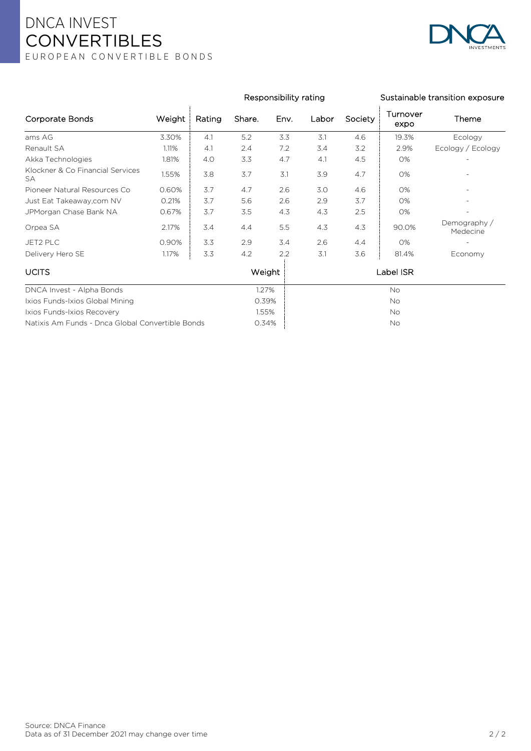# DNCA INVEST
## CONVERTIBLES
EUROPEAN CONVERTIBLE BONDS

| | | | Responsibility rating | | | | | Sustainable transition exposure | |
|---|---|---|---|---|---|---|---|---|---|
| Corporate Bonds | Weight | Rating | Share. | Env. | Labor | Society | | Turnover expo | Theme |
| ams AG | 3.30% | 4.1 | 5.2 | 3.3 | 3.1 | 4.6 | | 19.3% | Ecology |
| Renault SA | 1.11% | 4.1 | 2.4 | 7.2 | 3.4 | 3.2 | | 2.9% | Ecology / Ecology |
| Akka Technologies | 1.81% | 4.0 | 3.3 | 4.7 | 4.1 | 4.5 | | 0% | - |
| Klockner & Co Financial Services SA | 1.55% | 3.8 | 3.7 | 3.1 | 3.9 | 4.7 | | 0% | - |
| Pioneer Natural Resources Co | 0.60% | 3.7 | 4.7 | 2.6 | 3.0 | 4.6 | | 0% | - |
| Just Eat Takeaway,com NV | 0.21% | 3.7 | 5.6 | 2.6 | 2.9 | 3.7 | | 0% | - |
| JPMorgan Chase Bank NA | 0.67% | 3.7 | 3.5 | 4.3 | 4.3 | 2.5 | | 0% | - |
| Orpea SA | 2.17% | 3.4 | 4.4 | 5.5 | 4.3 | 4.3 | | 90.0% | Demography / Medecine |
| JET2 PLC | 0.90% | 3.3 | 2.9 | 3.4 | 2.6 | 4.4 | | 0% | - |
| Delivery Hero SE | 1.17% | 3.3 | 4.2 | 2.2 | 3.1 | 3.6 | | 81.4% | Economy |

| UCITS | Weight | Label ISR |
|---|---|---|
| DNCA Invest - Alpha Bonds | 1.27% | No |
| Ixios Funds-Ixios Global Mining | 0.39% | No |
| Ixios Funds-Ixios Recovery | 1.55% | No |
| Natixis Am Funds - Dnca Global Convertible Bonds | 0.34% | No |

Source: DNCA Finance
Data as of 31 December 2021 may change over time